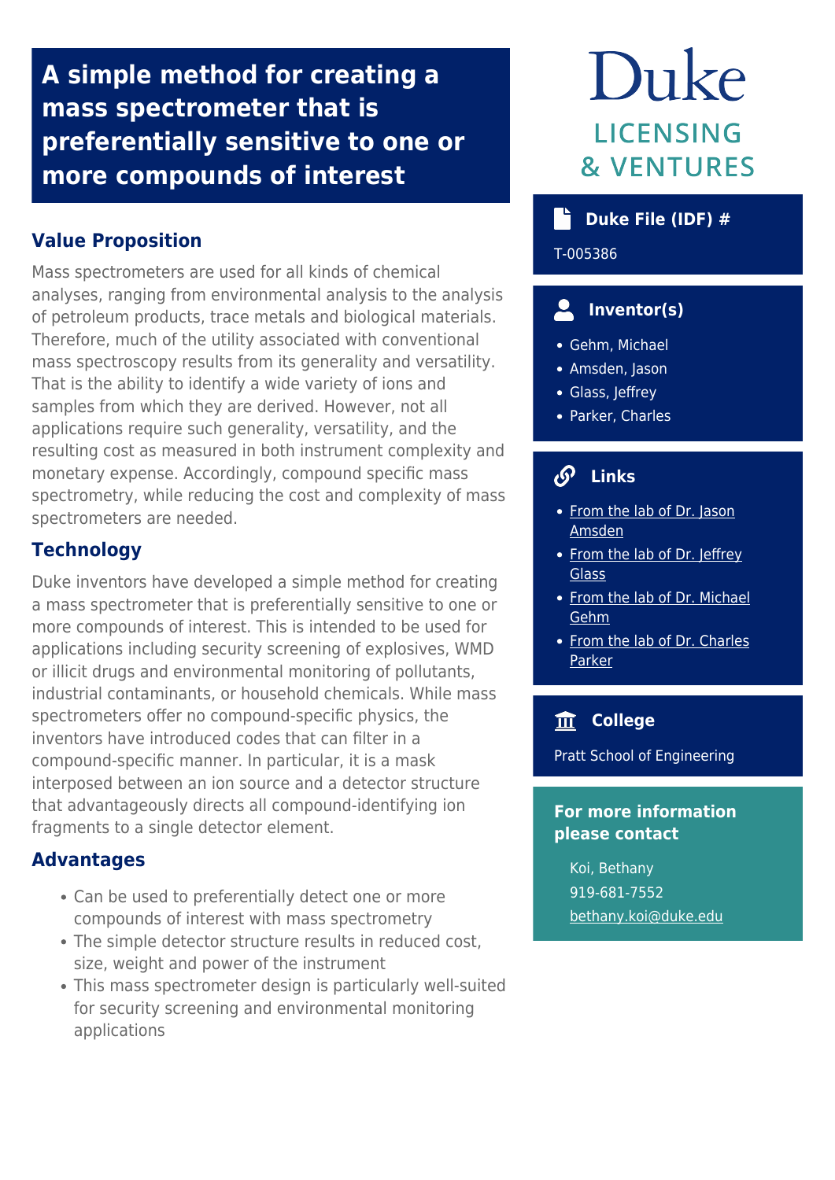# A simple method for creating a mass spectrometer that is preferentially sensitive to one or more compounds of interest

## Value Proposition

Mass spectrometers are used for all kinds of chemical analyses, ranging from environmental analysis to the analysis of petroleum products, trace metals and biological materials. Therefore, much of the utility associated with conventional mass spectroscopy results from its generality and versatility. That is the ability to identify a wide variety of ions and samples from which they are derived. However, not all applications require such generality, versatility, and the resulting cost as measured in both instrument complexity and monetary expense. Accordingly, compound specific mass spectrometry, while reducing the cost and complexity of mass spectrometers are needed.

## Technology

Duke inventors have developed a simple method for creating a mass spectrometer that is preferentially sensitive to one or more compounds of interest. This is intended to be used for applications including security screening of explosives, WMD or illicit drugs and environmental monitoring of pollutants, industrial contaminants, or household chemicals. While mass spectrometers offer no compound-specific physics, the inventors have introduced codes that can filter in a compound-specific manner. In particular, it is a mask interposed between an ion source and a detector structure that advantageously directs all compound-identifying ion fragments to a single detector element.

## Advantages

- Can be used to preferentially detect one or more compounds of interest with mass spectrometry
- The simple detector structure results in reduced cost, size, weight and power of the instrument
- This mass spectrometer design is particularly well-suited for security screening and environmental monitoring applications

Duke
LICENSING & VENTURES

### Duke File (IDF) #

T-005386

### Inventor(s)

- Gehm, Michael
- Amsden, Jason
- Glass, Jeffrey
- Parker, Charles

### Links

- From the lab of Dr. Jason Amsden
- From the lab of Dr. Jeffrey Glass
- From the lab of Dr. Michael Gehm
- From the lab of Dr. Charles Parker

### College

Pratt School of Engineering

### For more information please contact

Koi, Bethany
919-681-7552
bethany.koi@duke.edu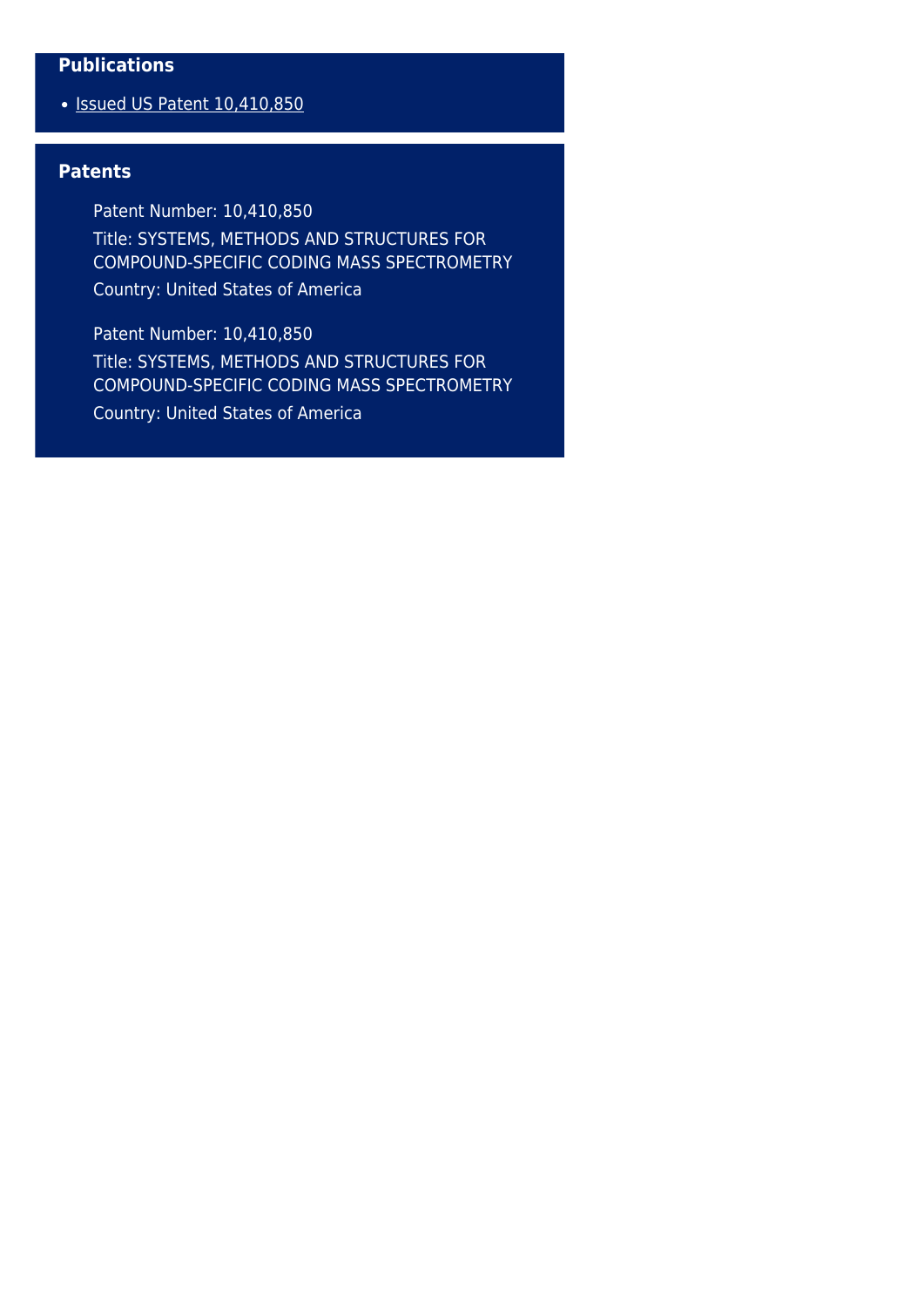## Publications

- Issued US Patent 10,410,850

## Patents

Patent Number: 10,410,850

Title: SYSTEMS, METHODS AND STRUCTURES FOR COMPOUND-SPECIFIC CODING MASS SPECTROMETRY

Country: United States of America

Patent Number: 10,410,850

Title: SYSTEMS, METHODS AND STRUCTURES FOR COMPOUND-SPECIFIC CODING MASS SPECTROMETRY

Country: United States of America